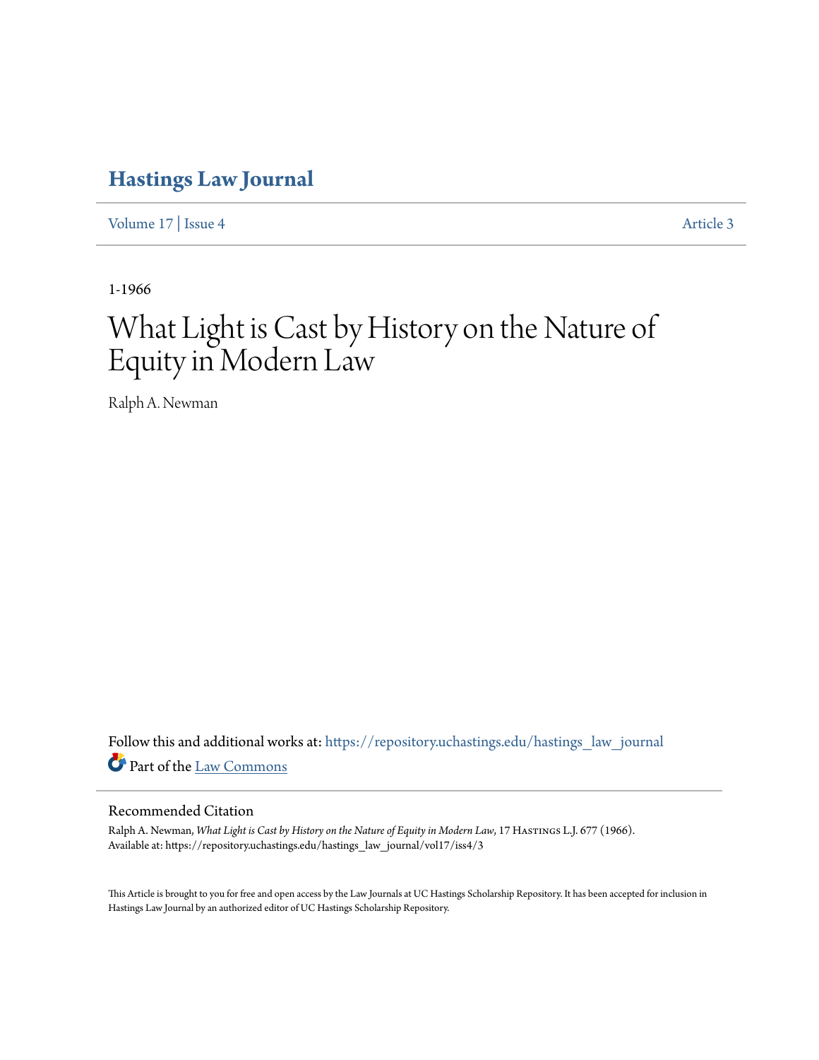# Hastings Law Journal

Volume 17 | Issue 4 Article 3

1-1966

# What Light is Cast by History on the Nature of Equity in Modern Law

Ralph A. Newman

Follow this and additional works at: https://repository.uchastings.edu/hastings_law_journal

Part of the Law Commons

## Recommended Citation

Ralph A. Newman, *What Light is Cast by History on the Nature of Equity in Modern Law*, 17 Hastings L.J. 677 (1966).
Available at: https://repository.uchastings.edu/hastings_law_journal/vol17/iss4/3

This Article is brought to you for free and open access by the Law Journals at UC Hastings Scholarship Repository. It has been accepted for inclusion in Hastings Law Journal by an authorized editor of UC Hastings Scholarship Repository.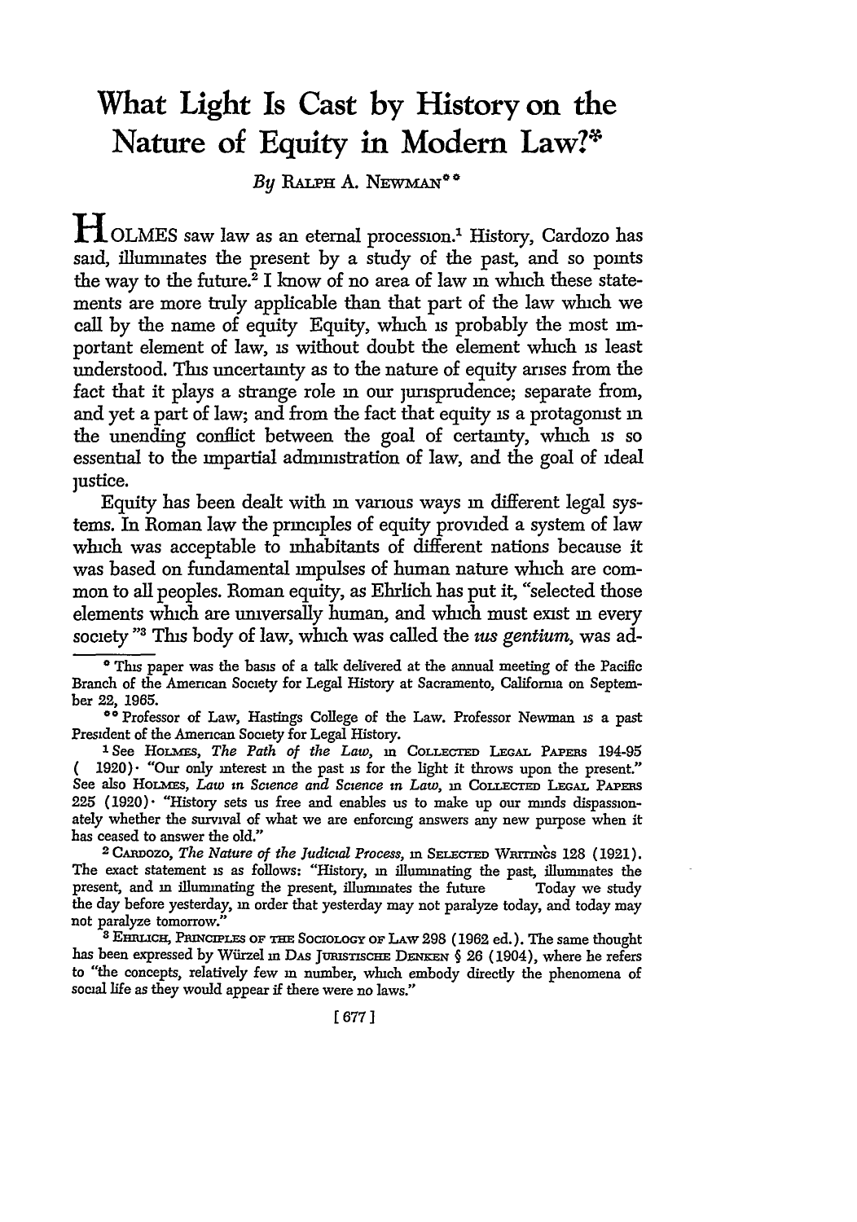# What Light Is Cast by History on the Nature of Equity in Modern Law?*

*By* RALPH A. NEWMAN**

HOLMES saw law as an eternal procession.[1] History, Cardozo has said, illuminates the present by a study of the past, and so points the way to the future.[2] I know of no area of law in which these statements are more truly applicable than that part of the law which we call by the name of equity. Equity, which is probably the most important element of law, is without doubt the element which is least understood. This uncertainty as to the nature of equity arises from the fact that it plays a strange role in our jurisprudence; separate from, and yet a part of law; and from the fact that equity is a protagonist in the unending conflict between the goal of certainty, which is so essential to the impartial administration of law, and the goal of ideal justice.

Equity has been dealt with in various ways in different legal systems. In Roman law the principles of equity provided a system of law which was acceptable to inhabitants of different nations because it was based on fundamental impulses of human nature which are common to all peoples. Roman equity, as Ehrlich has put it, "selected those elements which are universally human, and which must exist in every society."[3] This body of law, which was called the *ius gentium*, was ad-

---

* This paper was the basis of a talk delivered at the annual meeting of the Pacific Branch of the American Society for Legal History at Sacramento, California on September 22, 1965.

** Professor of Law, Hastings College of the Law. Professor Newman is a past President of the American Society for Legal History.

[1] See HOLMES, *The Path of the Law*, in COLLECTED LEGAL PAPERS 194-95 (1920): "Our only interest in the past is for the light it throws upon the present." See also HOLMES, *Law in Science and Science in Law*, in COLLECTED LEGAL PAPERS 225 (1920): "History sets us free and enables us to make up our minds dispassionately whether the survival of what we are enforcing answers any new purpose when it has ceased to answer the old."

[2] CARDOZO, *The Nature of the Judicial Process*, in SELECTED WRITINGS 128 (1921). The exact statement is as follows: "History, in illuminating the past, illuminates the present, and in illuminating the present, illuminates the future. . . . Today we study the day before yesterday, in order that yesterday may not paralyze today, and today may not paralyze tomorrow."

[3] EHRLICH, PRINCIPLES OF THE SOCIOLOGY OF LAW 298 (1962 ed.). The same thought has been expressed by Würzel in DAS JURISTISCHE DENKEN § 26 (1904), where he refers to "the concepts, relatively few in number, which embody directly the phenomena of social life as they would appear if there were no laws."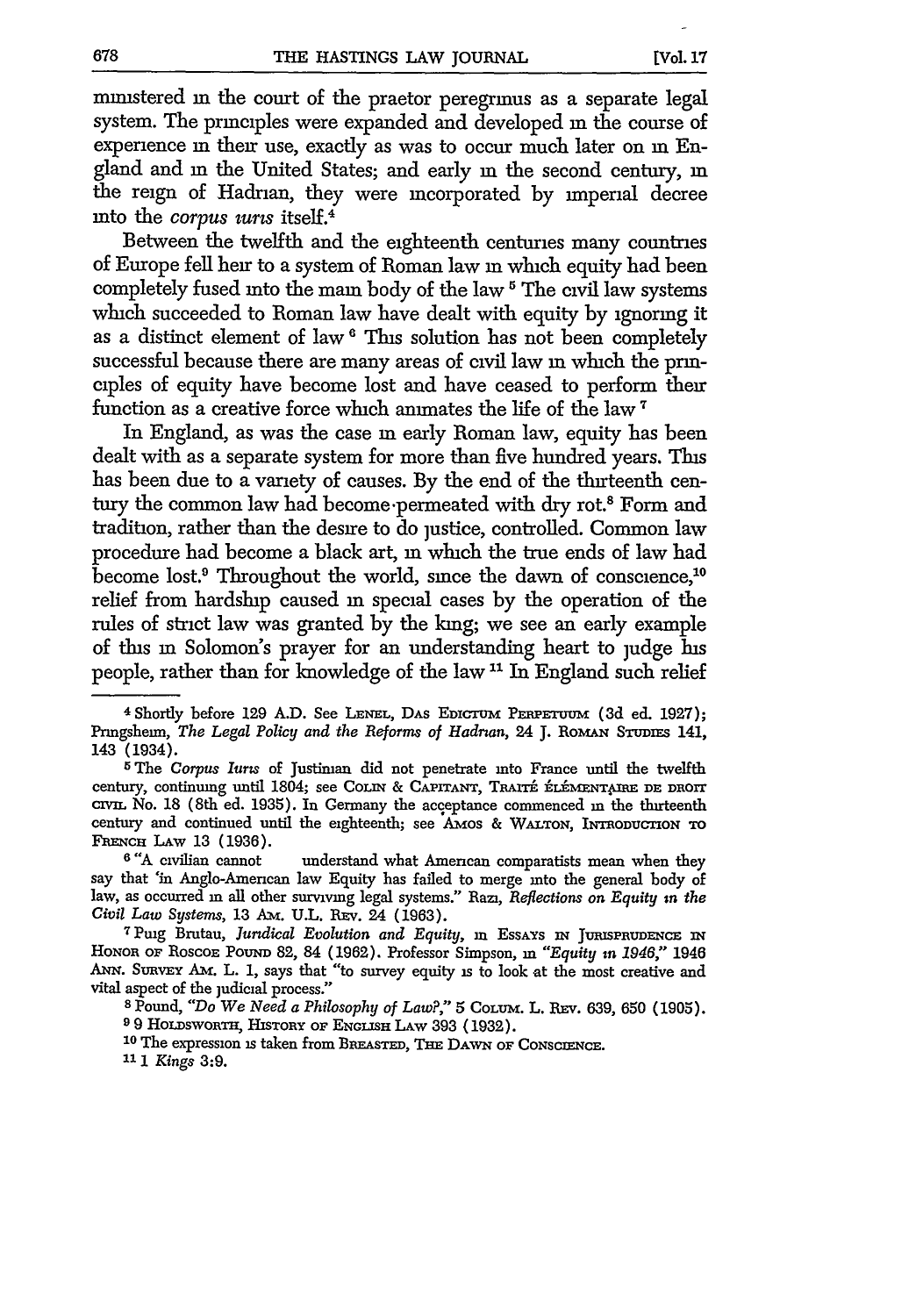ministered in the court of the praetor peregrinus as a separate legal system. The principles were expanded and developed in the course of experience in their use, exactly as was to occur much later on in England and in the United States; and early in the second century, in the reign of Hadrian, they were incorporated by imperial decree into the *corpus iuris* itself.[4]

Between the twelfth and the eighteenth centuries many countries of Europe fell heir to a system of Roman law in which equity had been completely fused into the main body of the law.[5] The civil law systems which succeeded to Roman law have dealt with equity by ignoring it as a distinct element of law.[6] This solution has not been completely successful because there are many areas of civil law in which the principles of equity have become lost and have ceased to perform their function as a creative force which animates the life of the law.[7]

In England, as was the case in early Roman law, equity has been dealt with as a separate system for more than five hundred years. This has been due to a variety of causes. By the end of the thirteenth century the common law had become permeated with dry rot.[8] Form and tradition, rather than the desire to do justice, controlled. Common law procedure had become a black art, in which the true ends of law had become lost.[9] Throughout the world, since the dawn of conscience,[10] relief from hardship caused in special cases by the operation of the rules of strict law was granted by the king; we see an early example of this in Solomon's prayer for an understanding heart to judge his people, rather than for knowledge of the law.[11] In England such relief

---

[4] Shortly before 129 A.D. See LENEL, DAS EDICTUM PERPETUUM (3d ed. 1927); Pringsheim, *The Legal Policy and the Reforms of Hadrian*, 24 J. ROMAN STUDIES 141, 143 (1934).

[5] The *Corpus Iuris* of Justinian did not penetrate into France until the twelfth century, continuing until 1804; see COLIN & CAPITANT, TRAITÉ ÉLÉMENTAIRE DE DROIT CIVIL No. 18 (8th ed. 1935). In Germany the acceptance commenced in the thirteenth century and continued until the eighteenth; see AMOS & WALTON, INTRODUCTION TO FRENCH LAW 13 (1936).

[6] "A civilian cannot understand what American comparatists mean when they say that 'in Anglo-American law Equity has failed to merge into the general body of law, as occurred in all other surviving legal systems." Razi, *Reflections on Equity in the Civil Law Systems*, 13 AM. U.L. REV. 24 (1963).

[7] Puig Brutau, *Juridical Evolution and Equity*, in ESSAYS IN JURISPRUDENCE IN HONOR OF ROSCOE POUND 82, 84 (1962). Professor Simpson, in *"Equity in 1946,"* 1946 ANN. SURVEY AM. L. 1, says that "to survey equity is to look at the most creative and vital aspect of the judicial process."

[8] Pound, *"Do We Need a Philosophy of Law?,"* 5 COLUM. L. REV. 639, 650 (1905).

[9] 9 HOLDSWORTH, HISTORY OF ENGLISH LAW 393 (1932).

[10] The expression is taken from BREASTED, THE DAWN OF CONSCIENCE.

[11] 1 *Kings* 3:9.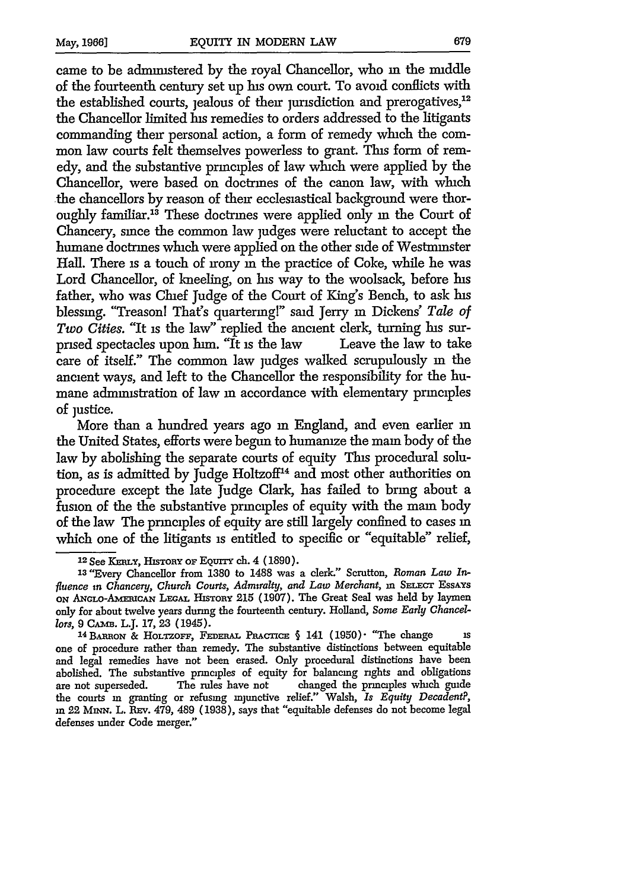came to be administered by the royal Chancellor, who in the middle of the fourteenth century set up his own court. To avoid conflicts with the established courts, jealous of their jurisdiction and prerogatives,[12] the Chancellor limited his remedies to orders addressed to the litigants commanding their personal action, a form of remedy which the common law courts felt themselves powerless to grant. This form of remedy, and the substantive principles of law which were applied by the Chancellor, were based on doctrines of the canon law, with which the chancellors by reason of their ecclesiastical background were thoroughly familiar.[13] These doctrines were applied only in the Court of Chancery, since the common law judges were reluctant to accept the humane doctrines which were applied on the other side of Westminster Hall. There is a touch of irony in the practice of Coke, while he was Lord Chancellor, of kneeling, on his way to the woolsack, before his father, who was Chief Judge of the Court of King's Bench, to ask his blessing. "Treason! That's quartering!" said Jerry in Dickens' *Tale of Two Cities.* "It is the law" replied the ancient clerk, turning his surprised spectacles upon him. "It is the law . . . Leave the law to take care of itself." The common law judges walked scrupulously in the ancient ways, and left to the Chancellor the responsibility for the humane administration of law in accordance with elementary principles of justice.

More than a hundred years ago in England, and even earlier in the United States, efforts were begun to humanize the main body of the law by abolishing the separate courts of equity. This procedural solution, as is admitted by Judge Holtzoff[14] and most other authorities on procedure except the late Judge Clark, has failed to bring about a fusion of the the substantive principles of equity with the main body of the law. The principles of equity are still largely confined to cases in which one of the litigants is entitled to specific or "equitable" relief,

---

[12] See KERLY, HISTORY OF EQUITY ch. 4 (1890).

[13] "Every Chancellor from 1380 to 1488 was a clerk." Scrutton, *Roman Law Influence in Chancery, Church Courts, Admiralty, and Law Merchant*, in SELECT ESSAYS ON ANGLO-AMERICAN LEGAL HISTORY 215 (1907). The Great Seal was held by laymen only for about twelve years during the fourteenth century. Holland, *Some Early Chancellors*, 9 CAMB. L.J. 17, 23 (1945).

[14] BARRON & HOLTZOFF, FEDERAL PRACTICE § 141 (1950): "The change . . . is one of procedure rather than remedy. The substantive distinctions between equitable and legal remedies have not been erased. Only procedural distinctions have been abolished. The substantive principles of equity for balancing rights and obligations are not superseded. . . . The rules have not . . . changed the principles which guide the courts in granting or refusing injunctive relief." Walsh, *Is Equity Decadent?*, in 22 MINN. L. REV. 479, 489 (1938), says that "equitable defenses do not become legal defenses under Code merger."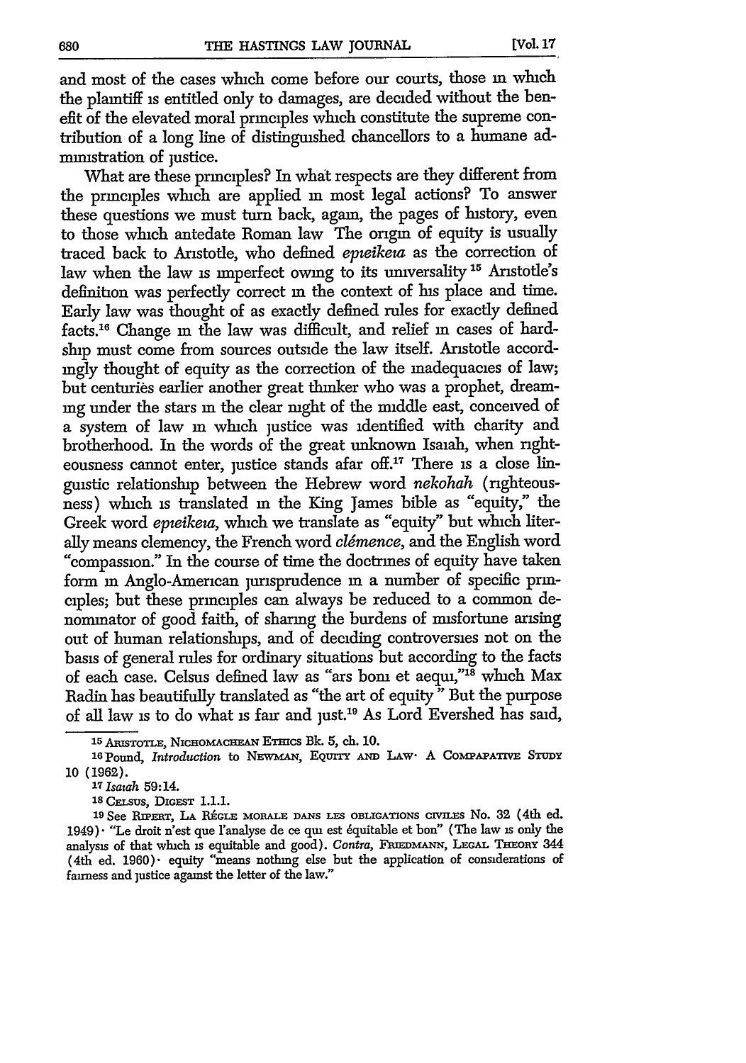and most of the cases which come before our courts, those in which the plaintiff is entitled only to damages, are decided without the benefit of the elevated moral principles which constitute the supreme contribution of a long line of distinguished chancellors to a humane administration of justice.

What are these principles? In what respects are they different from the principles which are applied in most legal actions? To answer these questions we must turn back, again, the pages of history, even to those which antedate Roman law. The origin of equity is usually traced back to Aristotle, who defined *epieikeia* as the correction of law when the law is imperfect owing to its universality.[15] Aristotle's definition was perfectly correct in the context of his place and time. Early law was thought of as exactly defined rules for exactly defined facts.[16] Change in the law was difficult, and relief in cases of hardship must come from sources outside the law itself. Aristotle accordingly thought of equity as the correction of the inadequacies of law; but centuries earlier another great thinker who was a prophet, dreaming under the stars in the clear night of the middle east, conceived of a system of law in which justice was identified with charity and brotherhood. In the words of the great unknown Isaiah, when righteousness cannot enter, justice stands afar off.[17] There is a close linguistic relationship between the Hebrew word *nekohah* (righteousness) which is translated in the King James bible as "equity," the Greek word *epieikeia*, which we translate as "equity" but which literally means clemency, the French word *clémence*, and the English word "compassion." In the course of time the doctrines of equity have taken form in Anglo-American jurisprudence in a number of specific principles; but these principles can always be reduced to a common denominator of good faith, of sharing the burdens of misfortune arising out of human relationships, and of deciding controversies not on the basis of general rules for ordinary situations but according to the facts of each case. Celsus defined law as "ars boni et aequi,"[18] which Max Radin has beautifully translated as "the art of equity." But the purpose of all law is to do what is fair and just.[19] As Lord Evershed has said,

---

[15] ARISTOTLE, NICHOMACHEAN ETHICS Bk. 5, ch. 10.

[16] Pound, *Introduction* to NEWMAN, EQUITY AND LAW: A COMPARATIVE STUDY 10 (1962).

[17] *Isaiah* 59:14.

[18] CELSUS, DIGEST 1.1.1.

[19] See RIPERT, LA RÈGLE MORALE DANS LES OBLIGATIONS CIVILES No. 32 (4th ed. 1949): "Le droit n'est que l'analyse de ce qui est équitable et bon" (The law is only the analysis of that which is equitable and good). *Contra*, FRIEDMANN, LEGAL THEORY 344 (4th ed. 1960): equity "means nothing else but the application of considerations of fairness and justice against the letter of the law."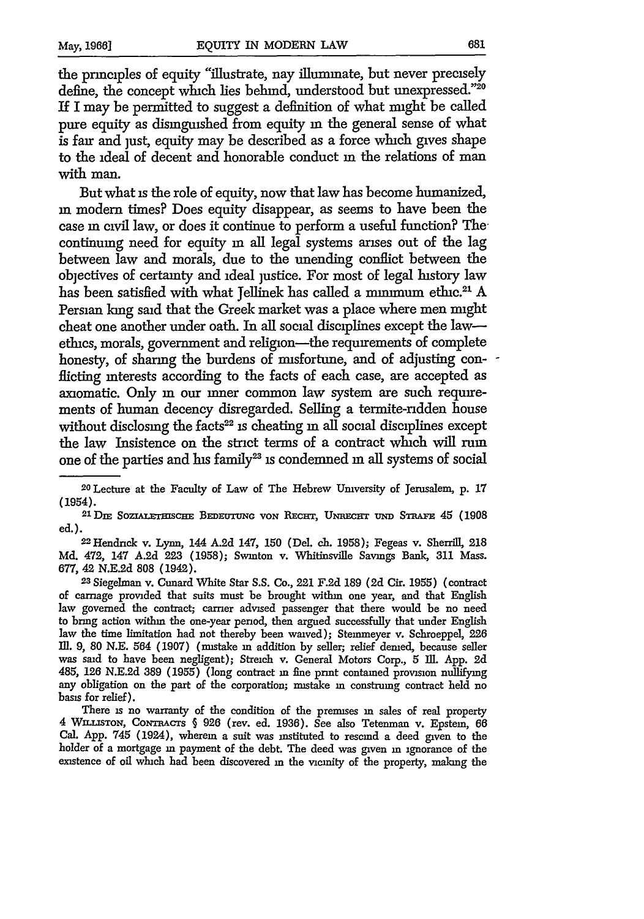the principles of equity "illustrate, nay illuminate, but never precisely define, the concept which lies behind, understood but unexpressed."[20] If I may be permitted to suggest a definition of what might be called pure equity as distinguished from equity in the general sense of what is fair and just, equity may be described as a force which gives shape to the ideal of decent and honorable conduct in the relations of man with man.

But what is the role of equity, now that law has become humanized, in modern times? Does equity disappear, as seems to have been the case in civil law, or does it continue to perform a useful function? The continuing need for equity in all legal systems arises out of the lag between law and morals, due to the unending conflict between the objectives of certainty and ideal justice. For most of legal history law has been satisfied with what Jellinek has called a minimum ethic.[21] A Persian king said that the Greek market was a place where men might cheat one another under oath. In all social disciplines except the law—ethics, morals, government and religion—the requirements of complete honesty, of sharing the burdens of misfortune, and of adjusting conflicting interests according to the facts of each case, are accepted as axiomatic. Only in our inner common law system are such requirements of human decency disregarded. Selling a termite-ridden house without disclosing the facts[22] is cheating in all social disciplines except the law. Insistence on the strict terms of a contract which will ruin one of the parties and his family[23] is condemned in all systems of social

---

[20] Lecture at the Faculty of Law of The Hebrew University of Jerusalem, p. 17 (1954).

[21] DIE SOZIALETHISCHE BEDEUTUNG VON RECHT, UNRECHT UND STRAFE 45 (1908 ed.).

[22] Hendrick v. Lynn, 144 A.2d 147, 150 (Del. ch. 1958); Fegeas v. Sherrill, 218 Md. 472, 147 A.2d 223 (1958); Swinton v. Whitinsville Savings Bank, 311 Mass. 677, 42 N.E.2d 808 (1942).

[23] Siegelman v. Cunard White Star S.S. Co., 221 F.2d 189 (2d Cir. 1955) (contract of carriage provided that suits must be brought within one year, and that English law governed the contract; carrier advised passenger that there would be no need to bring action within the one-year period, then argued successfully that under English law the time limitation had not thereby been waived); Steinmeyer v. Schroeppel, 226 Ill. 9, 80 N.E. 564 (1907) (mistake in addition by seller; relief denied, because seller was said to have been negligent); Streich v. General Motors Corp., 5 Ill. App. 2d 485, 126 N.E.2d 389 (1955) (long contract in fine print contained provision nullifying any obligation on the part of the corporation; mistake in construing contract held no basis for relief).

There is no warranty of the condition of the premises in sales of real property 4 WILLISTON, CONTRACTS § 926 (rev. ed. 1936). See also Tetenman v. Epstein, 66 Cal. App. 745 (1924), wherein a suit was instituted to rescind a deed given to the holder of a mortgage in payment of the debt. The deed was given in ignorance of the existence of oil which had been discovered in the vicinity of the property, making the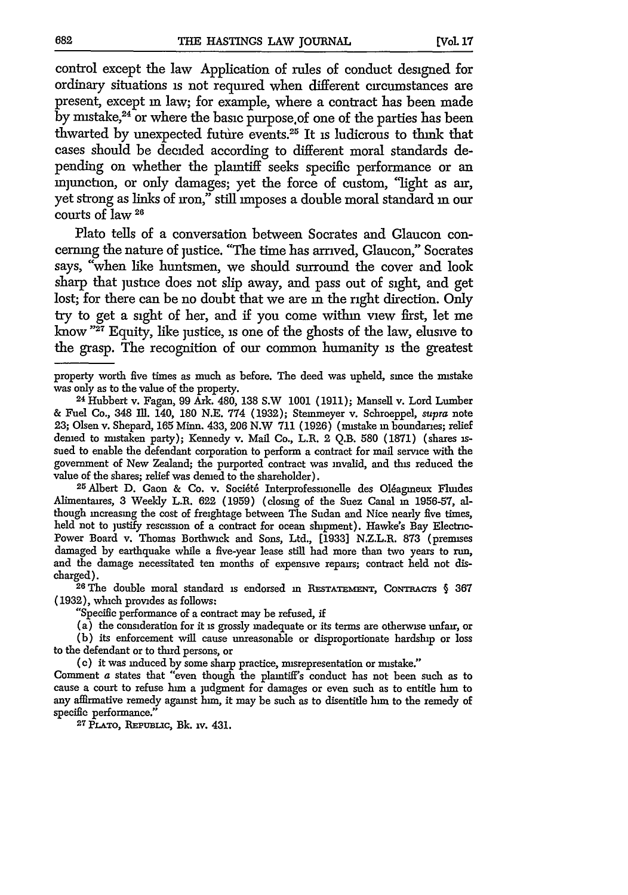control except the law Application of rules of conduct designed for ordinary situations is not required when different circumstances are present, except in law; for example, where a contract has been made by mistake,[24] or where the basic purpose of one of the parties has been thwarted by unexpected future events.[25] It is ludicrous to think that cases should be decided according to different moral standards depending on whether the plaintiff seeks specific performance or an injunction, or only damages; yet the force of custom, "light as air, yet strong as links of iron," still imposes a double moral standard in our courts of law [26]

Plato tells of a conversation between Socrates and Glaucon concerning the nature of justice. "The time has arrived, Glaucon," Socrates says, "when like huntsmen, we should surround the cover and look sharp that justice does not slip away, and pass out of sight, and get lost; for there can be no doubt that we are in the right direction. Only try to get a sight of her, and if you come within view first, let me know"[27] Equity, like justice, is one of the ghosts of the law, elusive to the grasp. The recognition of our common humanity is the greatest

---

property worth five times as much as before. The deed was upheld, since the mistake was only as to the value of the property.

[24] Hubbert v. Fagan, 99 Ark. 480, 138 S.W 1001 (1911); Mansell v. Lord Lumber & Fuel Co., 348 Ill. 140, 180 N.E. 774 (1932); Steinmeyer v. Schroeppel, *supra* note 23; Olsen v. Shepard, 165 Minn. 433, 206 N.W 711 (1926) (mistake in boundaries; relief denied to mistaken party); Kennedy v. Mail Co., L.R. 2 Q.B. 580 (1871) (shares issued to enable the defendant corporation to perform a contract for mail service with the government of New Zealand; the purported contract was invalid, and this reduced the value of the shares; relief was denied to the shareholder).

[25] Albert D. Gaon & Co. v. Société Interprofessionelle des Oléagineux Fluides Alimentaires, 3 Weekly L.R. 622 (1959) (closing of the Suez Canal in 1956-57, although increasing the cost of freightage between The Sudan and Nice nearly five times, held not to justify rescission of a contract for ocean shipment). Hawke's Bay Electric-Power Board v. Thomas Borthwick and Sons, Ltd., [1933] N.Z.L.R. 873 (premises damaged by earthquake while a five-year lease still had more than two years to run, and the damage necessitated ten months of expensive repairs; contract held not discharged).

[26] The double moral standard is endorsed in RESTATEMENT, CONTRACTS § 367 (1932), which provides as follows:

"Specific performance of a contract may be refused, if

(a) the consideration for it is grossly inadequate or its terms are otherwise unfair, or

(b) its enforcement will cause unreasonable or disproportionate hardship or loss to the defendant or to third persons, or

(c) it was induced by some sharp practice, misrepresentation or mistake."

Comment *a* states that "even though the plaintiff's conduct has not been such as to cause a court to refuse him a judgment for damages or even such as to entitle him to any affirmative remedy against him, it may be such as to disentitle him to the remedy of specific performance."

[27] PLATO, REPUBLIC, Bk. IV. 431.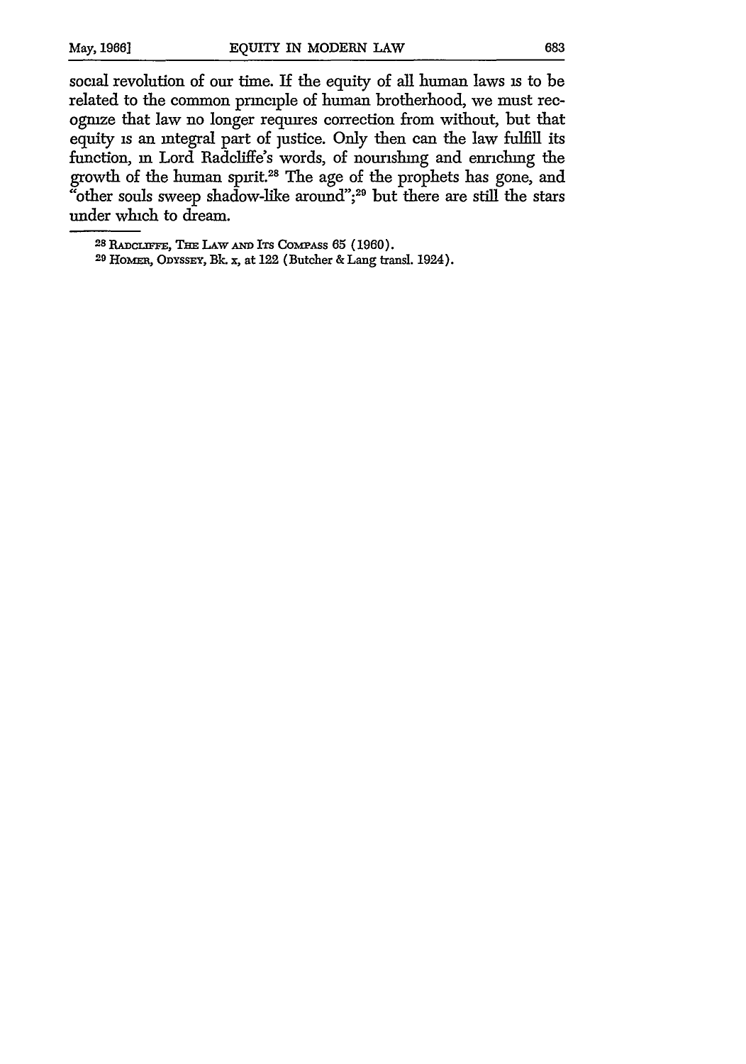social revolution of our time. If the equity of all human laws is to be related to the common principle of human brotherhood, we must recognize that law no longer requires correction from without, but that equity is an integral part of justice. Only then can the law fulfill its function, in Lord Radcliffe's words, of nourishing and enriching the growth of the human spirit.[28] The age of the prophets has gone, and "other souls sweep shadow-like around";[29] but there are still the stars under which to dream.

---

[28] RADCLIFFE, THE LAW AND ITS COMPASS 65 (1960).

[29] HOMER, ODYSSEY, Bk. x, at 122 (Butcher & Lang transl. 1924).